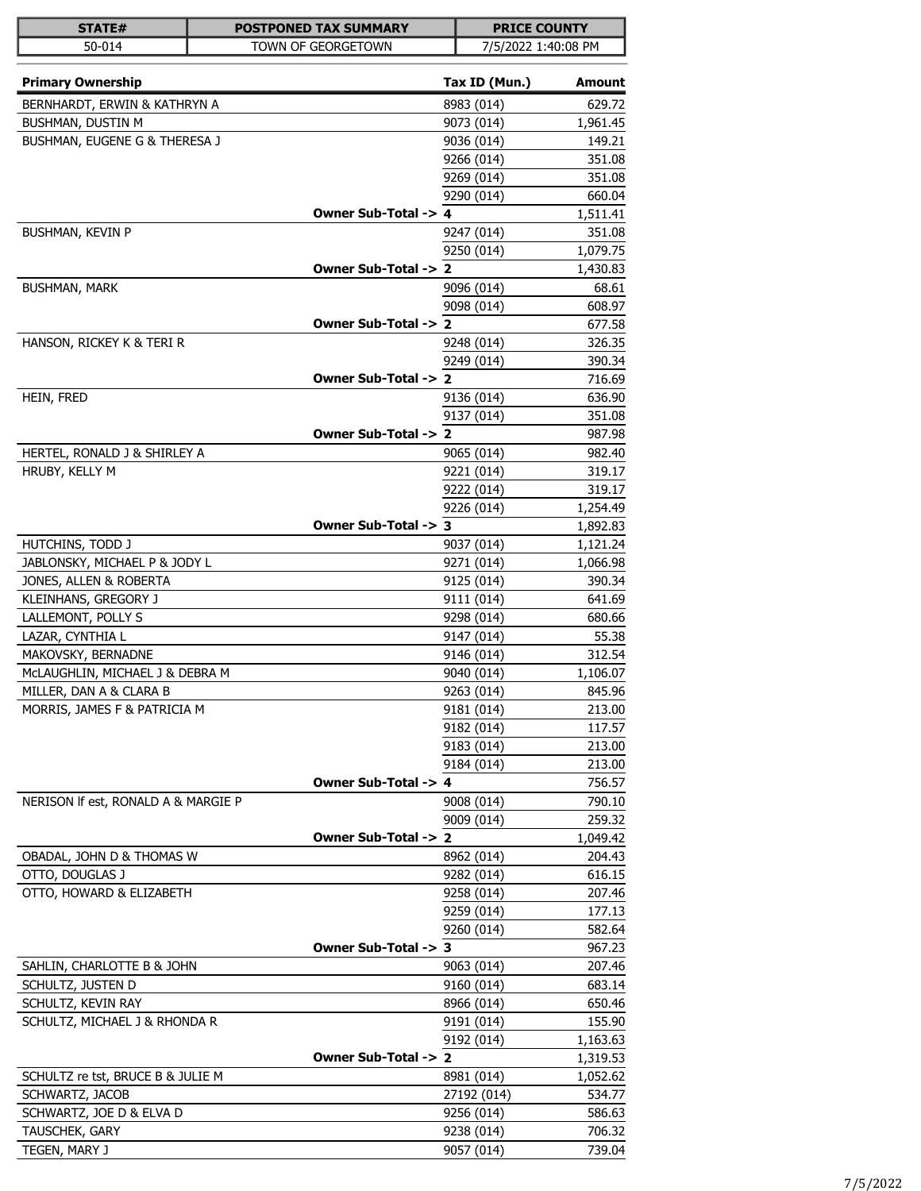| STATE# | POSTPONED TAX SUMMARY | PRICE COUNTY |
|---|---|---|
| 50-014 | TOWN OF GEORGETOWN | 7/5/2022 1:40:08 PM |

| Primary Ownership | | Tax ID (Mun.) | Amount |
|---|---|---|---|
| BERNHARDT, ERWIN & KATHRYN A | | 8983 (014) | 629.72 |
| BUSHMAN, DUSTIN M | | 9073 (014) | 1,961.45 |
| BUSHMAN, EUGENE G & THERESA J | | 9036 (014) | 149.21 |
| | | 9266 (014) | 351.08 |
| | | 9269 (014) | 351.08 |
| | | 9290 (014) | 660.04 |
| | **Owner Sub-Total ->** | **4** | 1,511.41 |
| BUSHMAN, KEVIN P | | 9247 (014) | 351.08 |
| | | 9250 (014) | 1,079.75 |
| | **Owner Sub-Total ->** | **2** | 1,430.83 |
| BUSHMAN, MARK | | 9096 (014) | 68.61 |
| | | 9098 (014) | 608.97 |
| | **Owner Sub-Total ->** | **2** | 677.58 |
| HANSON, RICKEY K & TERI R | | 9248 (014) | 326.35 |
| | | 9249 (014) | 390.34 |
| | **Owner Sub-Total ->** | **2** | 716.69 |
| HEIN, FRED | | 9136 (014) | 636.90 |
| | | 9137 (014) | 351.08 |
| | **Owner Sub-Total ->** | **2** | 987.98 |
| HERTEL, RONALD J & SHIRLEY A | | 9065 (014) | 982.40 |
| HRUBY, KELLY M | | 9221 (014) | 319.17 |
| | | 9222 (014) | 319.17 |
| | | 9226 (014) | 1,254.49 |
| | **Owner Sub-Total ->** | **3** | 1,892.83 |
| HUTCHINS, TODD J | | 9037 (014) | 1,121.24 |
| JABLONSKY, MICHAEL P & JODY L | | 9271 (014) | 1,066.98 |
| JONES, ALLEN & ROBERTA | | 9125 (014) | 390.34 |
| KLEINHANS, GREGORY J | | 9111 (014) | 641.69 |
| LALLEMONT, POLLY S | | 9298 (014) | 680.66 |
| LAZAR, CYNTHIA L | | 9147 (014) | 55.38 |
| MAKOVSKY, BERNADNE | | 9146 (014) | 312.54 |
| McLAUGHLIN, MICHAEL J & DEBRA M | | 9040 (014) | 1,106.07 |
| MILLER, DAN A & CLARA B | | 9263 (014) | 845.96 |
| MORRIS, JAMES F & PATRICIA M | | 9181 (014) | 213.00 |
| | | 9182 (014) | 117.57 |
| | | 9183 (014) | 213.00 |
| | | 9184 (014) | 213.00 |
| | **Owner Sub-Total ->** | **4** | 756.57 |
| NERISON lf est, RONALD A & MARGIE P | | 9008 (014) | 790.10 |
| | | 9009 (014) | 259.32 |
| | **Owner Sub-Total ->** | **2** | 1,049.42 |
| OBADAL, JOHN D & THOMAS W | | 8962 (014) | 204.43 |
| OTTO, DOUGLAS J | | 9282 (014) | 616.15 |
| OTTO, HOWARD & ELIZABETH | | 9258 (014) | 207.46 |
| | | 9259 (014) | 177.13 |
| | | 9260 (014) | 582.64 |
| | **Owner Sub-Total ->** | **3** | 967.23 |
| SAHLIN, CHARLOTTE B & JOHN | | 9063 (014) | 207.46 |
| SCHULTZ, JUSTEN D | | 9160 (014) | 683.14 |
| SCHULTZ, KEVIN RAY | | 8966 (014) | 650.46 |
| SCHULTZ, MICHAEL J & RHONDA R | | 9191 (014) | 155.90 |
| | | 9192 (014) | 1,163.63 |
| | **Owner Sub-Total ->** | **2** | 1,319.53 |
| SCHULTZ re tst, BRUCE B & JULIE M | | 8981 (014) | 1,052.62 |
| SCHWARTZ, JACOB | | 27192 (014) | 534.77 |
| SCHWARTZ, JOE D & ELVA D | | 9256 (014) | 586.63 |
| TAUSCHEK, GARY | | 9238 (014) | 706.32 |
| TEGEN, MARY J | | 9057 (014) | 739.04 |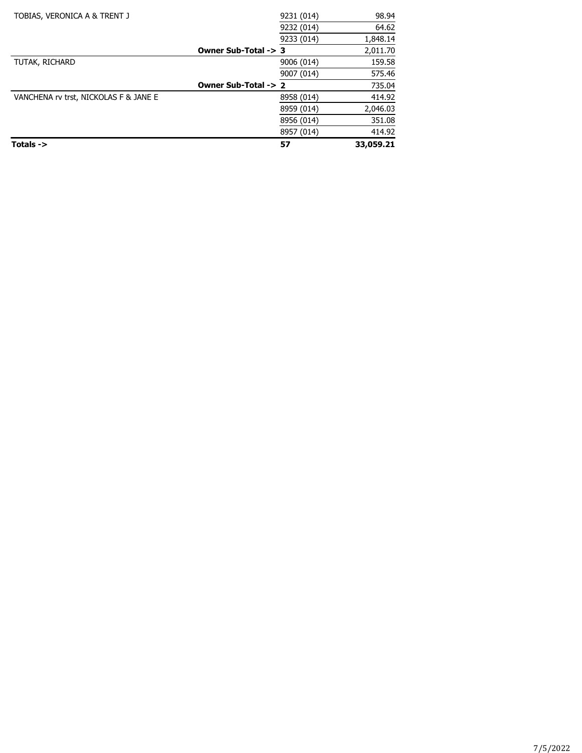| | | | |
|---|---|---|---|
| TOBIAS, VERONICA A & TRENT J | | 9231 (014) | 98.94 |
| | | 9232 (014) | 64.62 |
| | | 9233 (014) | 1,848.14 |
| | **Owner Sub-Total ->** | **3** | 2,011.70 |
| TUTAK, RICHARD | | 9006 (014) | 159.58 |
| | | 9007 (014) | 575.46 |
| | **Owner Sub-Total ->** | **2** | 735.04 |
| VANCHENA rv trst, NICKOLAS F & JANE E | | 8958 (014) | 414.92 |
| | | 8959 (014) | 2,046.03 |
| | | 8956 (014) | 351.08 |
| | | 8957 (014) | 414.92 |
| **Totals ->** | | **57** | **33,059.21** |

7/5/2022